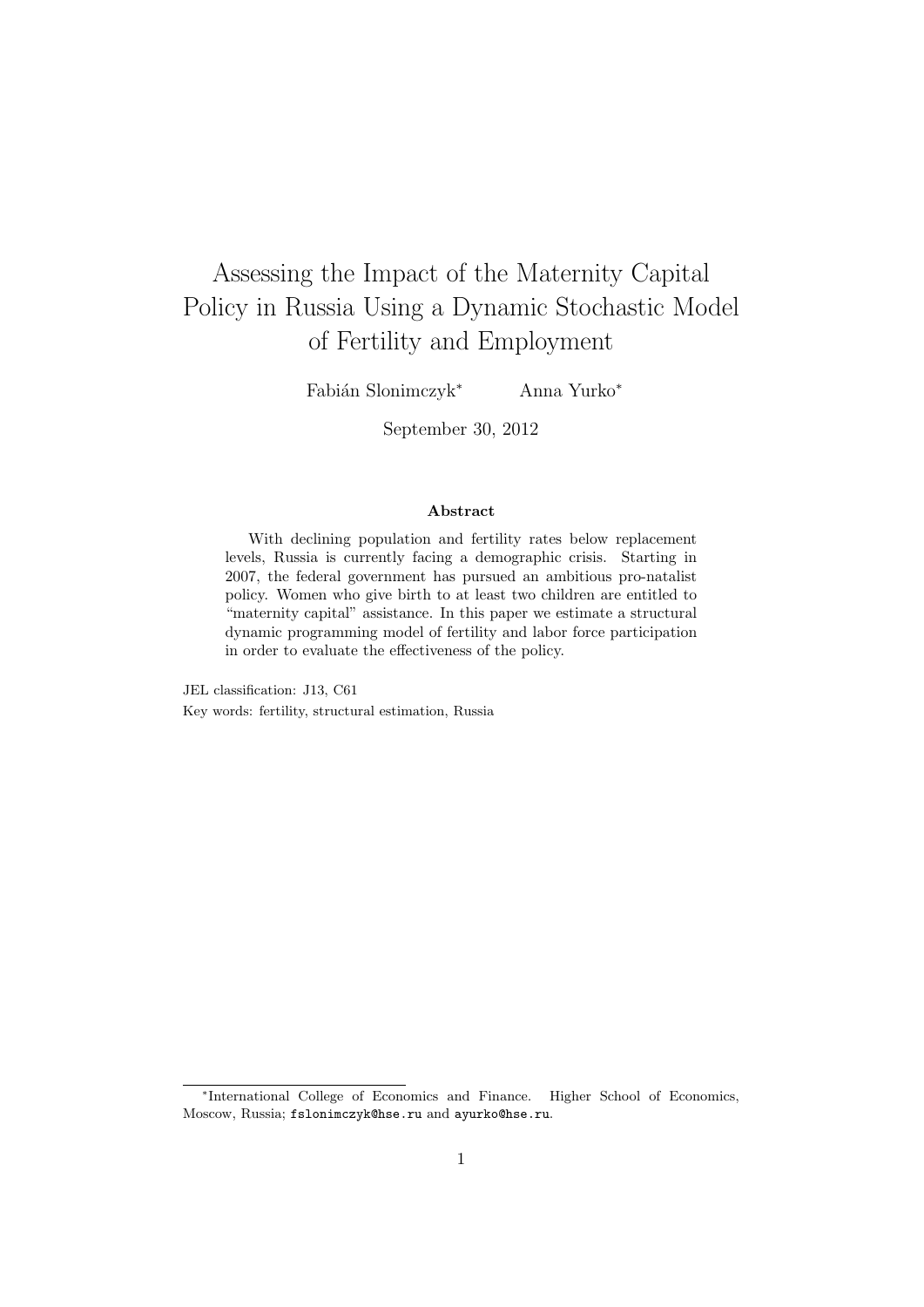# Assessing the Impact of the Maternity Capital Policy in Russia Using a Dynamic Stochastic Model of Fertility and Employment

Fabián Slonimczyk[*] Anna Yurko[*]

September 30, 2012

### Abstract

With declining population and fertility rates below replacement levels, Russia is currently facing a demographic crisis. Starting in 2007, the federal government has pursued an ambitious pro-natalist policy. Women who give birth to at least two children are entitled to "maternity capital" assistance. In this paper we estimate a structural dynamic programming model of fertility and labor force participation in order to evaluate the effectiveness of the policy.

JEL classification: J13, C61

Key words: fertility, structural estimation, Russia

---

[*] International College of Economics and Finance. Higher School of Economics, Moscow, Russia; fslonimczyk@hse.ru and ayurko@hse.ru.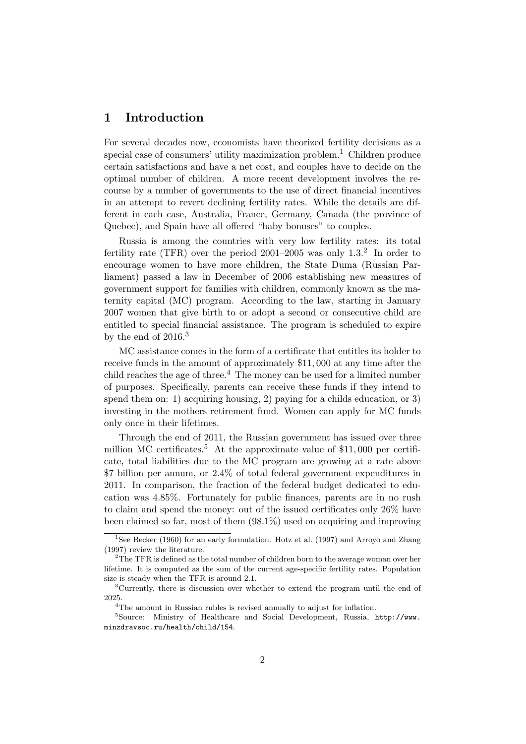# 1 Introduction

For several decades now, economists have theorized fertility decisions as a special case of consumers' utility maximization problem.[1] Children produce certain satisfactions and have a net cost, and couples have to decide on the optimal number of children. A more recent development involves the recourse by a number of governments to the use of direct financial incentives in an attempt to revert declining fertility rates. While the details are different in each case, Australia, France, Germany, Canada (the province of Quebec), and Spain have all offered "baby bonuses" to couples.

Russia is among the countries with very low fertility rates: its total fertility rate (TFR) over the period 2001–2005 was only 1.3.[2] In order to encourage women to have more children, the State Duma (Russian Parliament) passed a law in December of 2006 establishing new measures of government support for families with children, commonly known as the maternity capital (MC) program. According to the law, starting in January 2007 women that give birth to or adopt a second or consecutive child are entitled to special financial assistance. The program is scheduled to expire by the end of 2016.[3]

MC assistance comes in the form of a certificate that entitles its holder to receive funds in the amount of approximately \$11,000 at any time after the child reaches the age of three.[4] The money can be used for a limited number of purposes. Specifically, parents can receive these funds if they intend to spend them on: 1) acquiring housing, 2) paying for a childs education, or 3) investing in the mothers retirement fund. Women can apply for MC funds only once in their lifetimes.

Through the end of 2011, the Russian government has issued over three million MC certificates.[5] At the approximate value of \$11,000 per certificate, total liabilities due to the MC program are growing at a rate above \$7 billion per annum, or 2.4% of total federal government expenditures in 2011. In comparison, the fraction of the federal budget dedicated to education was 4.85%. Fortunately for public finances, parents are in no rush to claim and spend the money: out of the issued certificates only 26% have been claimed so far, most of them (98.1%) used on acquiring and improving

[1] See Becker (1960) for an early formulation. Hotz et al. (1997) and Arroyo and Zhang (1997) review the literature.

[2] The TFR is defined as the total number of children born to the average woman over her lifetime. It is computed as the sum of the current age-specific fertility rates. Population size is steady when the TFR is around 2.1.

[3] Currently, there is discussion over whether to extend the program until the end of 2025.

[4] The amount in Russian rubles is revised annually to adjust for inflation.

[5] Source: Ministry of Healthcare and Social Development, Russia, http://www.minzdravsoc.ru/health/child/154.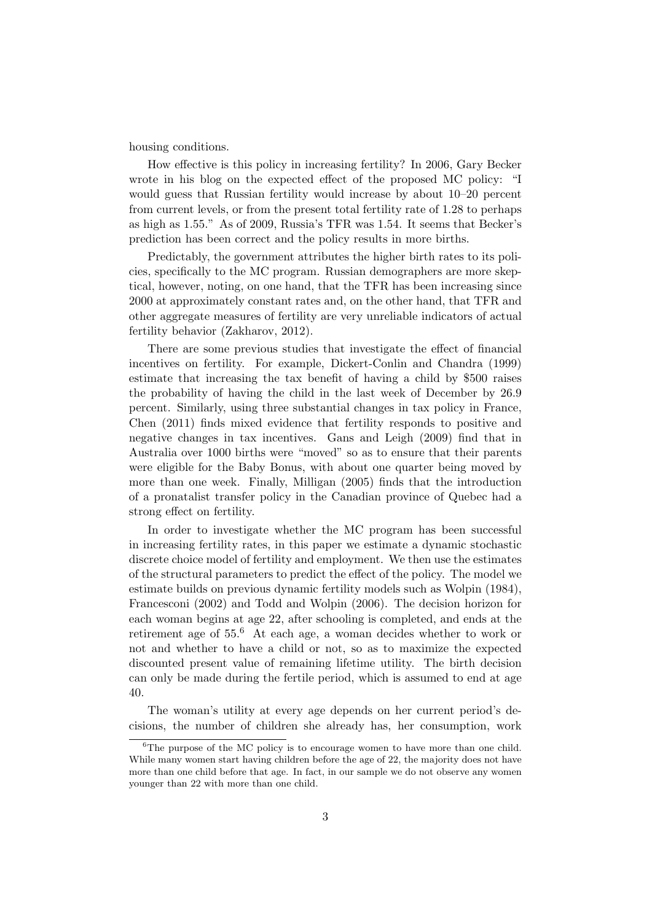housing conditions.

How effective is this policy in increasing fertility? In 2006, Gary Becker wrote in his blog on the expected effect of the proposed MC policy: "I would guess that Russian fertility would increase by about 10–20 percent from current levels, or from the present total fertility rate of 1.28 to perhaps as high as 1.55." As of 2009, Russia's TFR was 1.54. It seems that Becker's prediction has been correct and the policy results in more births.

Predictably, the government attributes the higher birth rates to its policies, specifically to the MC program. Russian demographers are more skeptical, however, noting, on one hand, that the TFR has been increasing since 2000 at approximately constant rates and, on the other hand, that TFR and other aggregate measures of fertility are very unreliable indicators of actual fertility behavior (Zakharov, 2012).

There are some previous studies that investigate the effect of financial incentives on fertility. For example, Dickert-Conlin and Chandra (1999) estimate that increasing the tax benefit of having a child by \$500 raises the probability of having the child in the last week of December by 26.9 percent. Similarly, using three substantial changes in tax policy in France, Chen (2011) finds mixed evidence that fertility responds to positive and negative changes in tax incentives. Gans and Leigh (2009) find that in Australia over 1000 births were "moved" so as to ensure that their parents were eligible for the Baby Bonus, with about one quarter being moved by more than one week. Finally, Milligan (2005) finds that the introduction of a pronatalist transfer policy in the Canadian province of Quebec had a strong effect on fertility.

In order to investigate whether the MC program has been successful in increasing fertility rates, in this paper we estimate a dynamic stochastic discrete choice model of fertility and employment. We then use the estimates of the structural parameters to predict the effect of the policy. The model we estimate builds on previous dynamic fertility models such as Wolpin (1984), Francesconi (2002) and Todd and Wolpin (2006). The decision horizon for each woman begins at age 22, after schooling is completed, and ends at the retirement age of 55.[6] At each age, a woman decides whether to work or not and whether to have a child or not, so as to maximize the expected discounted present value of remaining lifetime utility. The birth decision can only be made during the fertile period, which is assumed to end at age 40.

The woman's utility at every age depends on her current period's decisions, the number of children she already has, her consumption, work

[6] The purpose of the MC policy is to encourage women to have more than one child. While many women start having children before the age of 22, the majority does not have more than one child before that age. In fact, in our sample we do not observe any women younger than 22 with more than one child.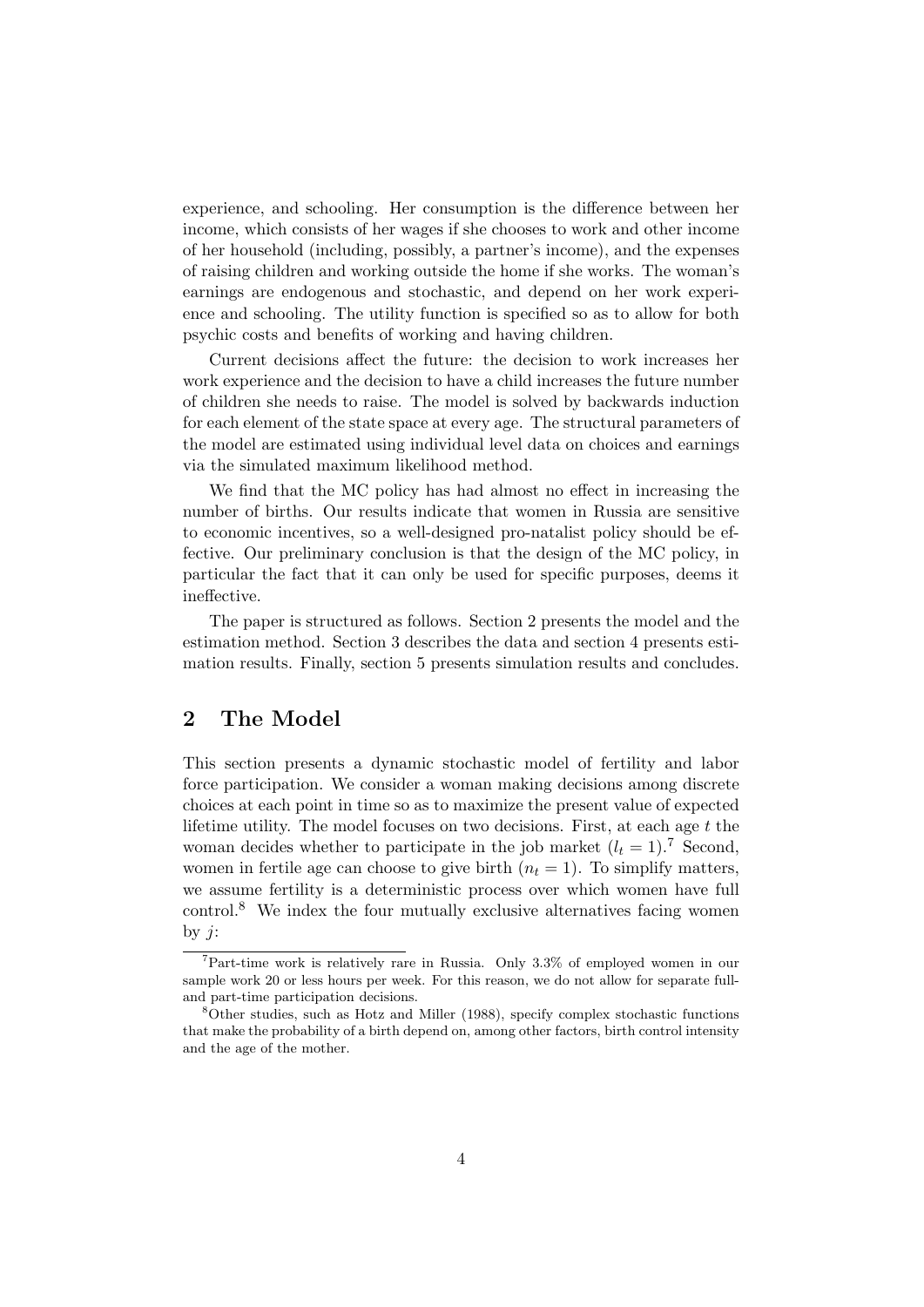experience, and schooling. Her consumption is the difference between her income, which consists of her wages if she chooses to work and other income of her household (including, possibly, a partner's income), and the expenses of raising children and working outside the home if she works. The woman's earnings are endogenous and stochastic, and depend on her work experience and schooling. The utility function is specified so as to allow for both psychic costs and benefits of working and having children.

Current decisions affect the future: the decision to work increases her work experience and the decision to have a child increases the future number of children she needs to raise. The model is solved by backwards induction for each element of the state space at every age. The structural parameters of the model are estimated using individual level data on choices and earnings via the simulated maximum likelihood method.

We find that the MC policy has had almost no effect in increasing the number of births. Our results indicate that women in Russia are sensitive to economic incentives, so a well-designed pro-natalist policy should be effective. Our preliminary conclusion is that the design of the MC policy, in particular the fact that it can only be used for specific purposes, deems it ineffective.

The paper is structured as follows. Section 2 presents the model and the estimation method. Section 3 describes the data and section 4 presents estimation results. Finally, section 5 presents simulation results and concludes.

## 2 The Model

This section presents a dynamic stochastic model of fertility and labor force participation. We consider a woman making decisions among discrete choices at each point in time so as to maximize the present value of expected lifetime utility. The model focuses on two decisions. First, at each age $t$ the woman decides whether to participate in the job market ($l_t = 1$).[7] Second, women in fertile age can choose to give birth ($n_t = 1$). To simplify matters, we assume fertility is a deterministic process over which women have full control.[8] We index the four mutually exclusive alternatives facing women by $j$:

[7] Part-time work is relatively rare in Russia. Only 3.3% of employed women in our sample work 20 or less hours per week. For this reason, we do not allow for separate full- and part-time participation decisions.

[8] Other studies, such as Hotz and Miller (1988), specify complex stochastic functions that make the probability of a birth depend on, among other factors, birth control intensity and the age of the mother.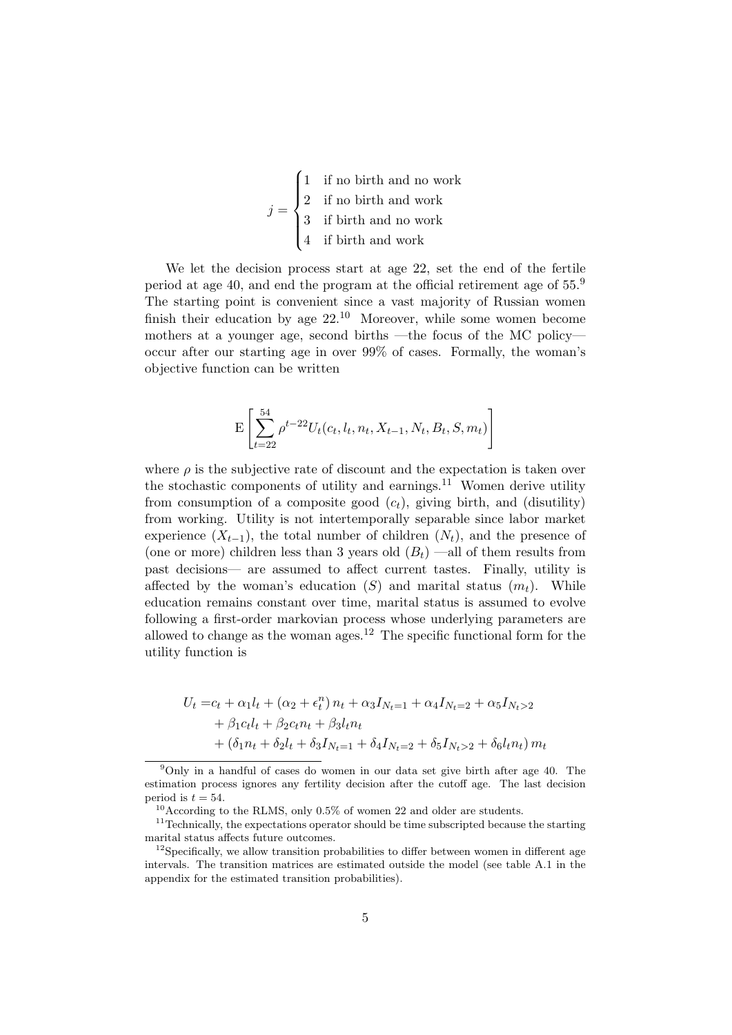$$
j = \begin{cases} 1 & \text{if no birth and no work} \\ 2 & \text{if no birth and work} \\ 3 & \text{if birth and no work} \\ 4 & \text{if birth and work} \end{cases}
$$

We let the decision process start at age 22, set the end of the fertile period at age 40, and end the program at the official retirement age of 55.[9] The starting point is convenient since a vast majority of Russian women finish their education by age 22.[10] Moreover, while some women become mothers at a younger age, second births —the focus of the MC policy— occur after our starting age in over 99% of cases. Formally, the woman's objective function can be written

$$
\mathrm{E}\left[\sum_{t=22}^{54} \rho^{t-22} U_t(c_t, l_t, n_t, X_{t-1}, N_t, B_t, S, m_t)\right]
$$

where $\rho$ is the subjective rate of discount and the expectation is taken over the stochastic components of utility and earnings.[11] Women derive utility from consumption of a composite good ($c_t$), giving birth, and (disutility) from working. Utility is not intertemporally separable since labor market experience ($X_{t-1}$), the total number of children ($N_t$), and the presence of (one or more) children less than 3 years old ($B_t$) —all of them results from past decisions— are assumed to affect current tastes. Finally, utility is affected by the woman's education ($S$) and marital status ($m_t$). While education remains constant over time, marital status is assumed to evolve following a first-order markovian process whose underlying parameters are allowed to change as the woman ages.[12] The specific functional form for the utility function is

$$
\begin{aligned}
U_t = & c_t + \alpha_1 l_t + (\alpha_2 + \epsilon_t^n)\, n_t + \alpha_3 I_{N_t=1} + \alpha_4 I_{N_t=2} + \alpha_5 I_{N_t>2} \\
& + \beta_1 c_t l_t + \beta_2 c_t n_t + \beta_3 l_t n_t \\
& + (\delta_1 n_t + \delta_2 l_t + \delta_3 I_{N_t=1} + \delta_4 I_{N_t=2} + \delta_5 I_{N_t>2} + \delta_6 l_t n_t)\, m_t
\end{aligned}
$$

---

[9] Only in a handful of cases do women in our data set give birth after age 40. The estimation process ignores any fertility decision after the cutoff age. The last decision period is $t = 54$.

[10] According to the RLMS, only 0.5% of women 22 and older are students.

[11] Technically, the expectations operator should be time subscripted because the starting marital status affects future outcomes.

[12] Specifically, we allow transition probabilities to differ between women in different age intervals. The transition matrices are estimated outside the model (see table A.1 in the appendix for the estimated transition probabilities).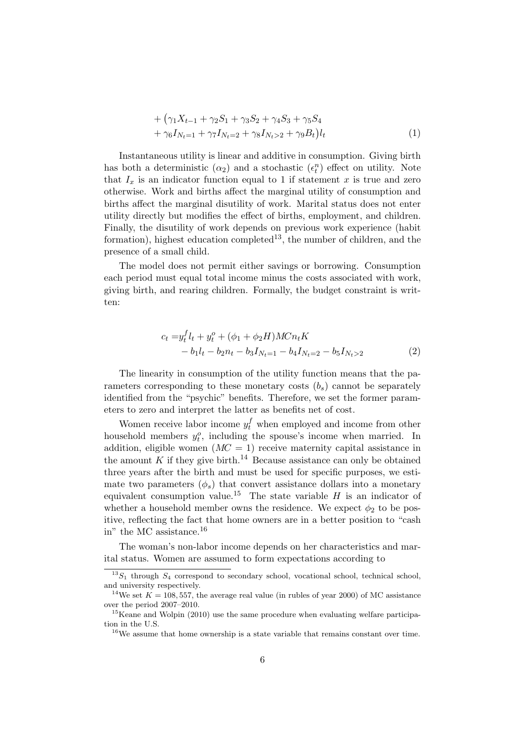$$
\begin{aligned}
&+ \big(\gamma_1 X_{t-1} + \gamma_2 S_1 + \gamma_3 S_2 + \gamma_4 S_3 + \gamma_5 S_4 \\
&+ \gamma_6 I_{N_t=1} + \gamma_7 I_{N_t=2} + \gamma_8 I_{N_t>2} + \gamma_9 B_t\big) l_t
\end{aligned} \tag{1}
$$

Instantaneous utility is linear and additive in consumption. Giving birth has both a deterministic ($\alpha_2$) and a stochastic ($\epsilon_t^n$) effect on utility. Note that $I_x$ is an indicator function equal to 1 if statement $x$ is true and zero otherwise. Work and births affect the marginal utility of consumption and births affect the marginal disutility of work. Marital status does not enter utility directly but modifies the effect of births, employment, and children. Finally, the disutility of work depends on previous work experience (habit formation), highest education completed[13], the number of children, and the presence of a small child.

The model does not permit either savings or borrowing. Consumption each period must equal total income minus the costs associated with work, giving birth, and rearing children. Formally, the budget constraint is written:

$$
\begin{aligned}
c_t =& y_t^f l_t + y_t^o + (\phi_1 + \phi_2 H) MC n_t K \\
&- b_1 l_t - b_2 n_t - b_3 I_{N_t=1} - b_4 I_{N_t=2} - b_5 I_{N_t>2}
\end{aligned} \tag{2}
$$

The linearity in consumption of the utility function means that the parameters corresponding to these monetary costs ($b_s$) cannot be separately identified from the "psychic" benefits. Therefore, we set the former parameters to zero and interpret the latter as benefits net of cost.

Women receive labor income $y_t^f$ when employed and income from other household members $y_t^o$, including the spouse's income when married. In addition, eligible women ($MC = 1$) receive maternity capital assistance in the amount $K$ if they give birth.[14] Because assistance can only be obtained three years after the birth and must be used for specific purposes, we estimate two parameters ($\phi_s$) that convert assistance dollars into a monetary equivalent consumption value.[15] The state variable $H$ is an indicator of whether a household member owns the residence. We expect $\phi_2$ to be positive, reflecting the fact that home owners are in a better position to "cash in" the MC assistance.[16]

The woman's non-labor income depends on her characteristics and marital status. Women are assumed to form expectations according to

---

[13] $S_1$ through $S_4$ correspond to secondary school, vocational school, technical school, and university respectively.

[14] We set $K = 108,557$, the average real value (in rubles of year 2000) of MC assistance over the period 2007–2010.

[15] Keane and Wolpin (2010) use the same procedure when evaluating welfare participation in the U.S.

[16] We assume that home ownership is a state variable that remains constant over time.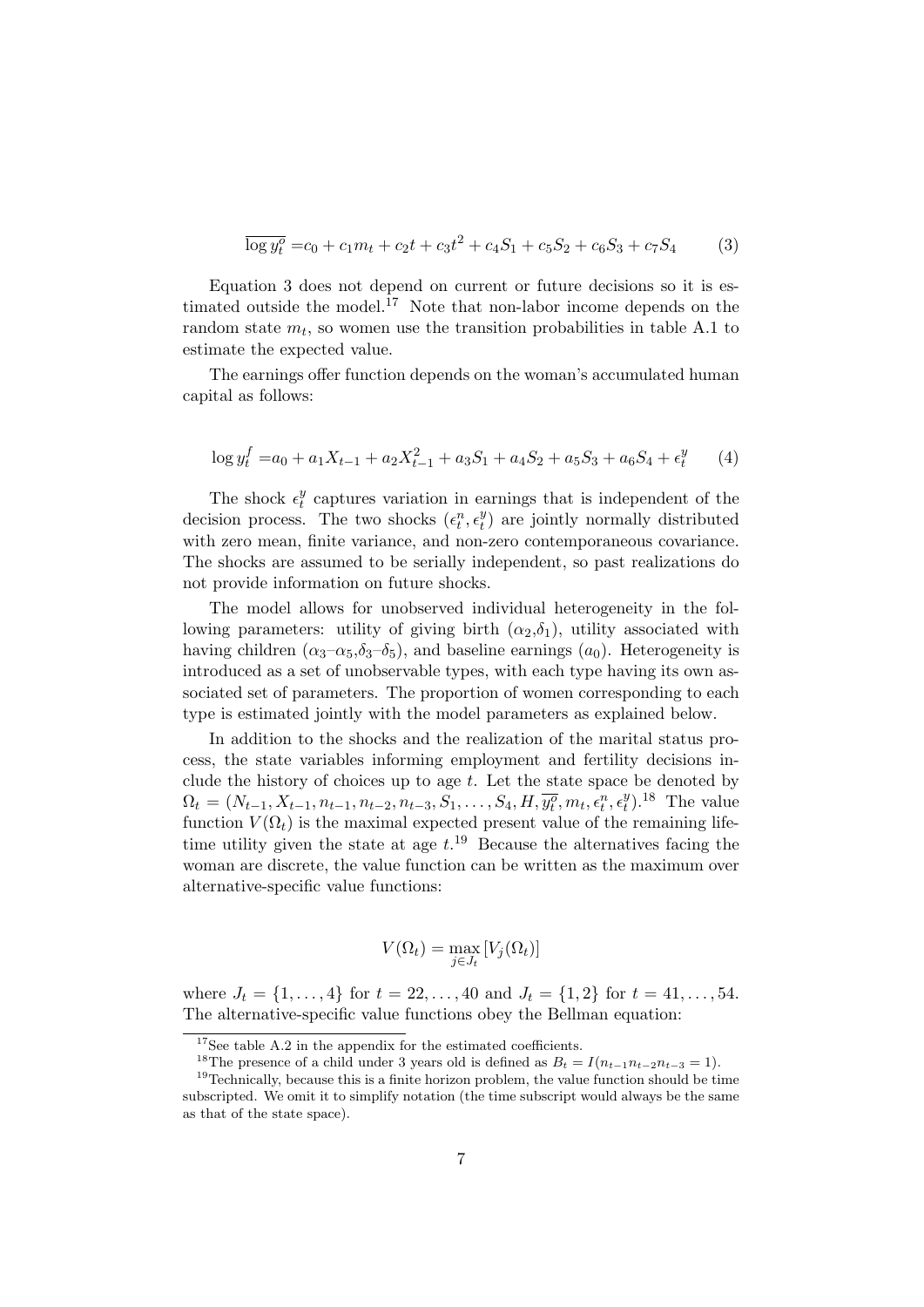$$\overline{\log y_t^o} = c_0 + c_1 m_t + c_2 t + c_3 t^2 + c_4 S_1 + c_5 S_2 + c_6 S_3 + c_7 S_4 \tag{3}$$

Equation 3 does not depend on current or future decisions so it is estimated outside the model.[17] Note that non-labor income depends on the random state $m_t$, so women use the transition probabilities in table A.1 to estimate the expected value.

The earnings offer function depends on the woman's accumulated human capital as follows:

$$\log y_t^f = a_0 + a_1 X_{t-1} + a_2 X_{t-1}^2 + a_3 S_1 + a_4 S_2 + a_5 S_3 + a_6 S_4 + \epsilon_t^y \tag{4}$$

The shock $\epsilon_t^y$ captures variation in earnings that is independent of the decision process. The two shocks $(\epsilon_t^n, \epsilon_t^y)$ are jointly normally distributed with zero mean, finite variance, and non-zero contemporaneous covariance. The shocks are assumed to be serially independent, so past realizations do not provide information on future shocks.

The model allows for unobserved individual heterogeneity in the following parameters: utility of giving birth ($\alpha_2$,$\delta_1$), utility associated with having children ($\alpha_3$–$\alpha_5$,$\delta_3$–$\delta_5$), and baseline earnings ($a_0$). Heterogeneity is introduced as a set of unobservable types, with each type having its own associated set of parameters. The proportion of women corresponding to each type is estimated jointly with the model parameters as explained below.

In addition to the shocks and the realization of the marital status process, the state variables informing employment and fertility decisions include the history of choices up to age $t$. Let the state space be denoted by $\Omega_t = (N_{t-1}, X_{t-1}, n_{t-1}, n_{t-2}, n_{t-3}, S_1, \ldots, S_4, H, \overline{y_t^o}, m_t, \epsilon_t^n, \epsilon_t^y)$.[18] The value function $V(\Omega_t)$ is the maximal expected present value of the remaining lifetime utility given the state at age $t$.[19] Because the alternatives facing the woman are discrete, the value function can be written as the maximum over alternative-specific value functions:

$$V(\Omega_t) = \max_{j \in J_t} [V_j(\Omega_t)]$$

where $J_t = \{1, \ldots, 4\}$ for $t = 22, \ldots, 40$ and $J_t = \{1, 2\}$ for $t = 41, \ldots, 54$. The alternative-specific value functions obey the Bellman equation:

[17] See table A.2 in the appendix for the estimated coefficients.

[18] The presence of a child under 3 years old is defined as $B_t = I(n_{t-1} n_{t-2} n_{t-3} = 1)$.

[19] Technically, because this is a finite horizon problem, the value function should be time subscripted. We omit it to simplify notation (the time subscript would always be the same as that of the state space).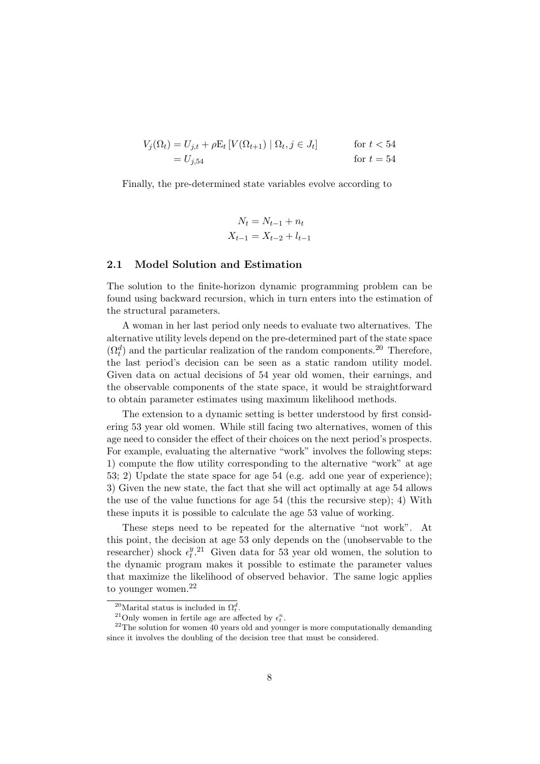$$
\begin{aligned}
V_j(\Omega_t) &= U_{j,t} + \rho \mathrm{E}_t \left[ V(\Omega_{t+1}) \mid \Omega_t, j \in J_t \right] && \text{for } t < 54 \\
&= U_{j,54} && \text{for } t = 54
\end{aligned}
$$

Finally, the pre-determined state variables evolve according to

$$
\begin{aligned}
N_t &= N_{t-1} + n_t \\
X_{t-1} &= X_{t-2} + l_{t-1}
\end{aligned}
$$

## 2.1 Model Solution and Estimation

The solution to the finite-horizon dynamic programming problem can be found using backward recursion, which in turn enters into the estimation of the structural parameters.

A woman in her last period only needs to evaluate two alternatives. The alternative utility levels depend on the pre-determined part of the state space ($\Omega_t^d$) and the particular realization of the random components.[20] Therefore, the last period's decision can be seen as a static random utility model. Given data on actual decisions of 54 year old women, their earnings, and the observable components of the state space, it would be straightforward to obtain parameter estimates using maximum likelihood methods.

The extension to a dynamic setting is better understood by first considering 53 year old women. While still facing two alternatives, women of this age need to consider the effect of their choices on the next period's prospects. For example, evaluating the alternative "work" involves the following steps: 1) compute the flow utility corresponding to the alternative "work" at age 53; 2) Update the state space for age 54 (e.g. add one year of experience); 3) Given the new state, the fact that she will act optimally at age 54 allows the use of the value functions for age 54 (this the recursive step); 4) With these inputs it is possible to calculate the age 53 value of working.

These steps need to be repeated for the alternative "not work". At this point, the decision at age 53 only depends on the (unobservable to the researcher) shock $\epsilon_t^y$.[21] Given data for 53 year old women, the solution to the dynamic program makes it possible to estimate the parameter values that maximize the likelihood of observed behavior. The same logic applies to younger women.[22]

[20] Marital status is included in $\Omega_t^d$.

[21] Only women in fertile age are affected by $\epsilon_t^n$.

[22] The solution for women 40 years old and younger is more computationally demanding since it involves the doubling of the decision tree that must be considered.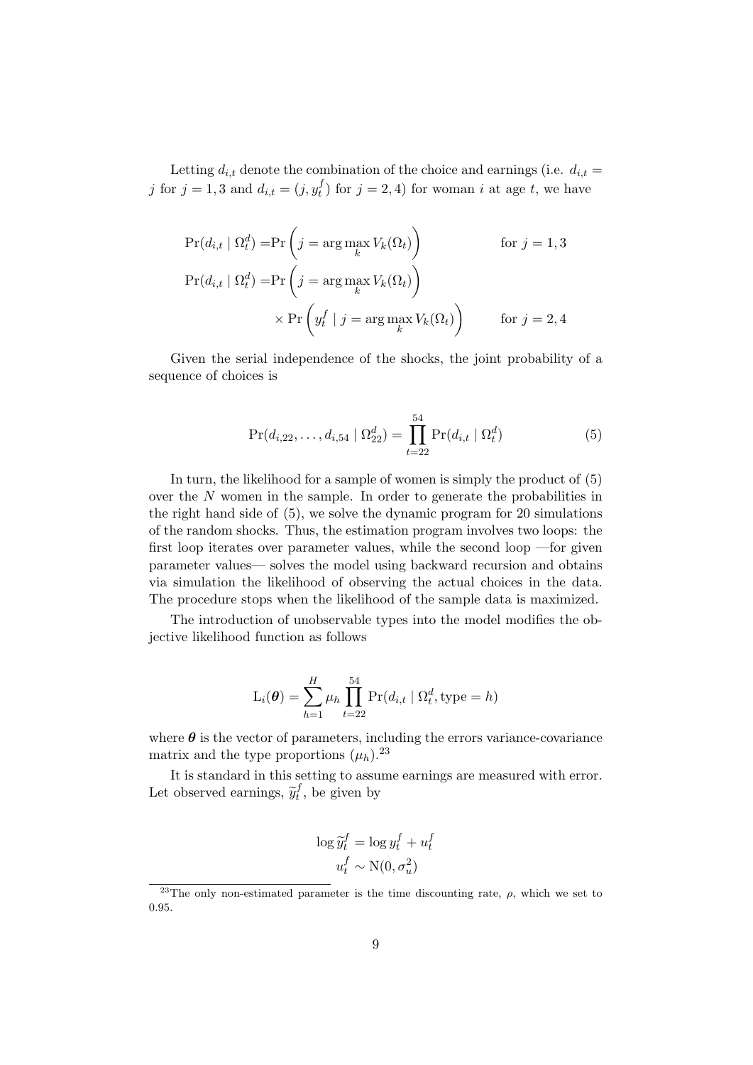Letting $d_{i,t}$ denote the combination of the choice and earnings (i.e. $d_{i,t} = j$ for $j = 1, 3$ and $d_{i,t} = (j, y_t^f)$ for $j = 2, 4$) for woman $i$ at age $t$, we have

$$
\begin{aligned}
\Pr(d_{i,t} \mid \Omega_t^d) =& \Pr\left(j = \arg\max_k V_k(\Omega_t)\right) & \text{for } j = 1, 3 \\
\Pr(d_{i,t} \mid \Omega_t^d) =& \Pr\left(j = \arg\max_k V_k(\Omega_t)\right) & \\
& \times \Pr\left(y_t^f \mid j = \arg\max_k V_k(\Omega_t)\right) & \text{for } j = 2, 4
\end{aligned}
$$

Given the serial independence of the shocks, the joint probability of a sequence of choices is

$$
\Pr(d_{i,22}, \ldots, d_{i,54} \mid \Omega_{22}^d) = \prod_{t=22}^{54} \Pr(d_{i,t} \mid \Omega_t^d) \tag{5}
$$

In turn, the likelihood for a sample of women is simply the product of (5) over the $N$ women in the sample. In order to generate the probabilities in the right hand side of (5), we solve the dynamic program for 20 simulations of the random shocks. Thus, the estimation program involves two loops: the first loop iterates over parameter values, while the second loop —for given parameter values— solves the model using backward recursion and obtains via simulation the likelihood of observing the actual choices in the data. The procedure stops when the likelihood of the sample data is maximized.

The introduction of unobservable types into the model modifies the objective likelihood function as follows

$$
\mathrm{L}_i(\boldsymbol{\theta}) = \sum_{h=1}^{H} \mu_h \prod_{t=22}^{54} \Pr(d_{i,t} \mid \Omega_t^d, \text{type} = h)
$$

where $\boldsymbol{\theta}$ is the vector of parameters, including the errors variance-covariance matrix and the type proportions ($\mu_h$).[23]

It is standard in this setting to assume earnings are measured with error. Let observed earnings, $\widetilde{y}_t^f$, be given by

$$
\begin{aligned}
\log \widetilde{y}_t^f &= \log y_t^f + u_t^f \\
u_t^f &\sim \mathrm{N}(0, \sigma_u^2)
\end{aligned}
$$

[23] The only non-estimated parameter is the time discounting rate, $\rho$, which we set to 0.95.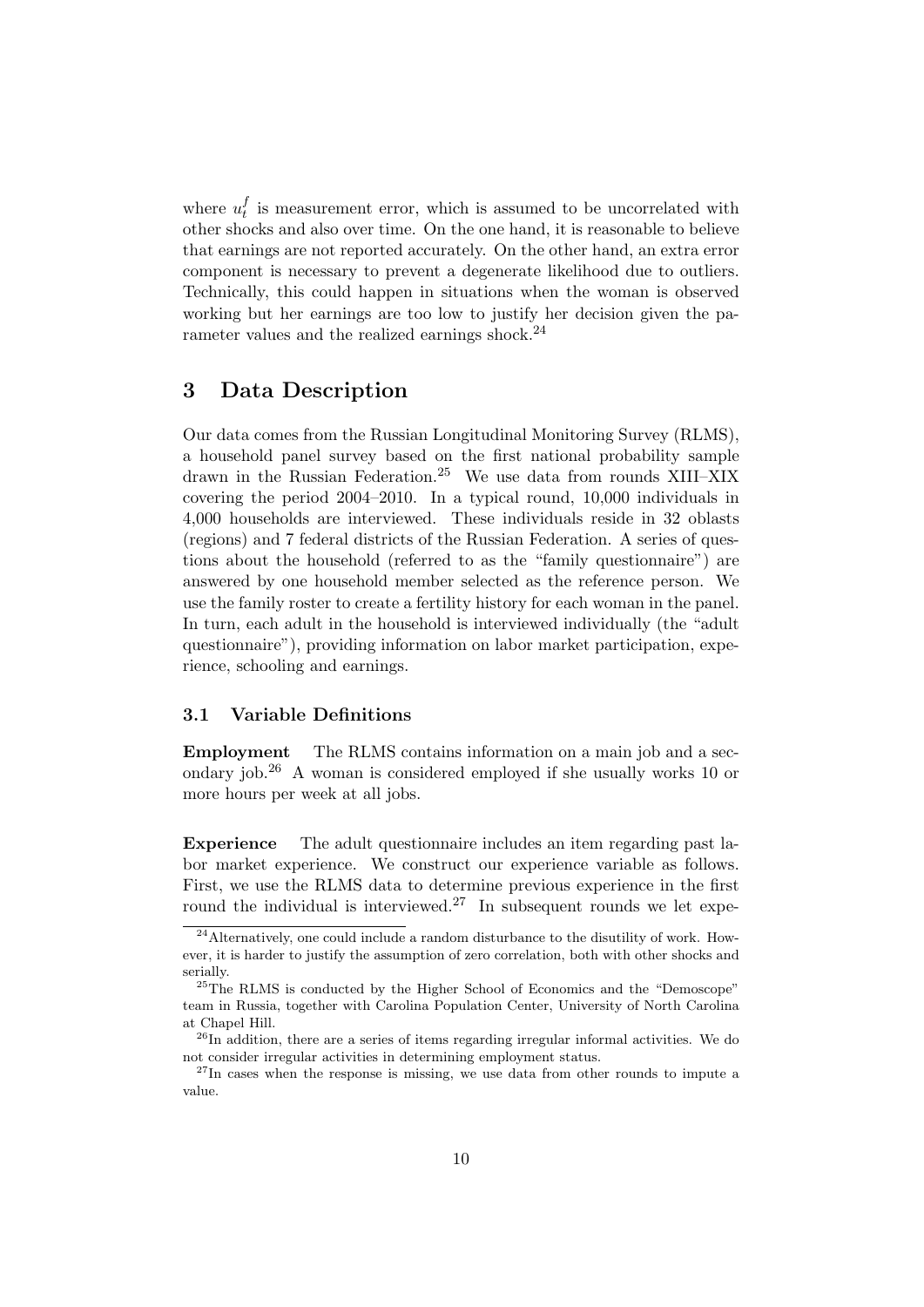where $u_t^f$ is measurement error, which is assumed to be uncorrelated with other shocks and also over time. On the one hand, it is reasonable to believe that earnings are not reported accurately. On the other hand, an extra error component is necessary to prevent a degenerate likelihood due to outliers. Technically, this could happen in situations when the woman is observed working but her earnings are too low to justify her decision given the parameter values and the realized earnings shock.[24]

# 3 Data Description

Our data comes from the Russian Longitudinal Monitoring Survey (RLMS), a household panel survey based on the first national probability sample drawn in the Russian Federation.[25] We use data from rounds XIII–XIX covering the period 2004–2010. In a typical round, 10,000 individuals in 4,000 households are interviewed. These individuals reside in 32 oblasts (regions) and 7 federal districts of the Russian Federation. A series of questions about the household (referred to as the "family questionnaire") are answered by one household member selected as the reference person. We use the family roster to create a fertility history for each woman in the panel. In turn, each adult in the household is interviewed individually (the "adult questionnaire"), providing information on labor market participation, experience, schooling and earnings.

## 3.1 Variable Definitions

**Employment** The RLMS contains information on a main job and a secondary job.[26] A woman is considered employed if she usually works 10 or more hours per week at all jobs.

**Experience** The adult questionnaire includes an item regarding past labor market experience. We construct our experience variable as follows. First, we use the RLMS data to determine previous experience in the first round the individual is interviewed.[27] In subsequent rounds we let expe-

[24] Alternatively, one could include a random disturbance to the disutility of work. However, it is harder to justify the assumption of zero correlation, both with other shocks and serially.

[25] The RLMS is conducted by the Higher School of Economics and the "Demoscope" team in Russia, together with Carolina Population Center, University of North Carolina at Chapel Hill.

[26] In addition, there are a series of items regarding irregular informal activities. We do not consider irregular activities in determining employment status.

[27] In cases when the response is missing, we use data from other rounds to impute a value.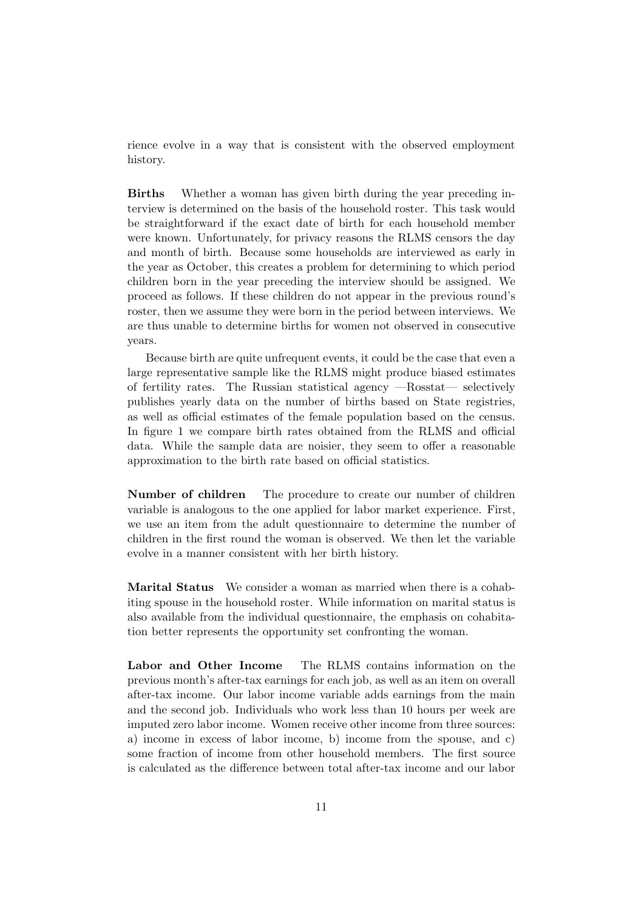rience evolve in a way that is consistent with the observed employment history.

**Births** Whether a woman has given birth during the year preceding interview is determined on the basis of the household roster. This task would be straightforward if the exact date of birth for each household member were known. Unfortunately, for privacy reasons the RLMS censors the day and month of birth. Because some households are interviewed as early in the year as October, this creates a problem for determining to which period children born in the year preceding the interview should be assigned. We proceed as follows. If these children do not appear in the previous round's roster, then we assume they were born in the period between interviews. We are thus unable to determine births for women not observed in consecutive years.

Because birth are quite unfrequent events, it could be the case that even a large representative sample like the RLMS might produce biased estimates of fertility rates. The Russian statistical agency —Rosstat— selectively publishes yearly data on the number of births based on State registries, as well as official estimates of the female population based on the census. In figure 1 we compare birth rates obtained from the RLMS and official data. While the sample data are noisier, they seem to offer a reasonable approximation to the birth rate based on official statistics.

**Number of children** The procedure to create our number of children variable is analogous to the one applied for labor market experience. First, we use an item from the adult questionnaire to determine the number of children in the first round the woman is observed. We then let the variable evolve in a manner consistent with her birth history.

**Marital Status** We consider a woman as married when there is a cohabiting spouse in the household roster. While information on marital status is also available from the individual questionnaire, the emphasis on cohabitation better represents the opportunity set confronting the woman.

**Labor and Other Income** The RLMS contains information on the previous month's after-tax earnings for each job, as well as an item on overall after-tax income. Our labor income variable adds earnings from the main and the second job. Individuals who work less than 10 hours per week are imputed zero labor income. Women receive other income from three sources: a) income in excess of labor income, b) income from the spouse, and c) some fraction of income from other household members. The first source is calculated as the difference between total after-tax income and our labor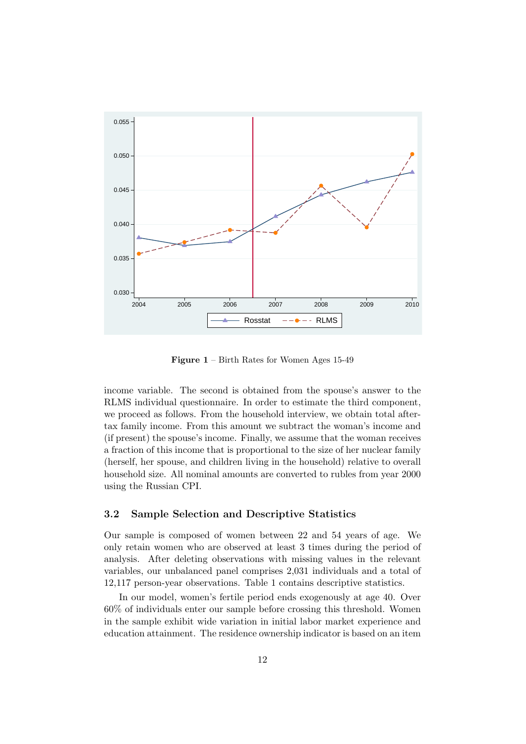**Figure 1** – Birth Rates for Women Ages 15-49

income variable. The second is obtained from the spouse's answer to the RLMS individual questionnaire. In order to estimate the third component, we proceed as follows. From the household interview, we obtain total after-tax family income. From this amount we subtract the woman's income and (if present) the spouse's income. Finally, we assume that the woman receives a fraction of this income that is proportional to the size of her nuclear family (herself, her spouse, and children living in the household) relative to overall household size. All nominal amounts are converted to rubles from year 2000 using the Russian CPI.

### 3.2 Sample Selection and Descriptive Statistics

Our sample is composed of women between 22 and 54 years of age. We only retain women who are observed at least 3 times during the period of analysis. After deleting observations with missing values in the relevant variables, our unbalanced panel comprises 2,031 individuals and a total of 12,117 person-year observations. Table 1 contains descriptive statistics.

In our model, women's fertile period ends exogenously at age 40. Over 60% of individuals enter our sample before crossing this threshold. Women in the sample exhibit wide variation in initial labor market experience and education attainment. The residence ownership indicator is based on an item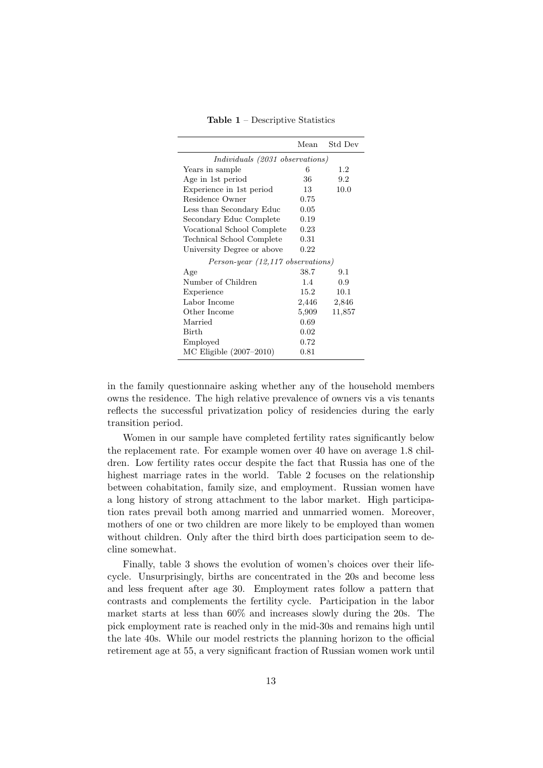**Table 1** – Descriptive Statistics

| | Mean | Std Dev |
|---|---|---|
| *Individuals (2031 observations)* | | |
| Years in sample | 6 | 1.2 |
| Age in 1st period | 36 | 9.2 |
| Experience in 1st period | 13 | 10.0 |
| Residence Owner | 0.75 | |
| Less than Secondary Educ | 0.05 | |
| Secondary Educ Complete | 0.19 | |
| Vocational School Complete | 0.23 | |
| Technical School Complete | 0.31 | |
| University Degree or above | 0.22 | |
| *Person-year (12,117 observations)* | | |
| Age | 38.7 | 9.1 |
| Number of Children | 1.4 | 0.9 |
| Experience | 15.2 | 10.1 |
| Labor Income | 2,446 | 2,846 |
| Other Income | 5,909 | 11,857 |
| Married | 0.69 | |
| Birth | 0.02 | |
| Employed | 0.72 | |
| MC Eligible (2007–2010) | 0.81 | |

in the family questionnaire asking whether any of the household members owns the residence. The high relative prevalence of owners vis a vis tenants reflects the successful privatization policy of residencies during the early transition period.

Women in our sample have completed fertility rates significantly below the replacement rate. For example women over 40 have on average 1.8 children. Low fertility rates occur despite the fact that Russia has one of the highest marriage rates in the world. Table 2 focuses on the relationship between cohabitation, family size, and employment. Russian women have a long history of strong attachment to the labor market. High participation rates prevail both among married and unmarried women. Moreover, mothers of one or two children are more likely to be employed than women without children. Only after the third birth does participation seem to decline somewhat.

Finally, table 3 shows the evolution of women's choices over their life-cycle. Unsurprisingly, births are concentrated in the 20s and become less and less frequent after age 30. Employment rates follow a pattern that contrasts and complements the fertility cycle. Participation in the labor market starts at less than 60% and increases slowly during the 20s. The pick employment rate is reached only in the mid-30s and remains high until the late 40s. While our model restricts the planning horizon to the official retirement age at 55, a very significant fraction of Russian women work until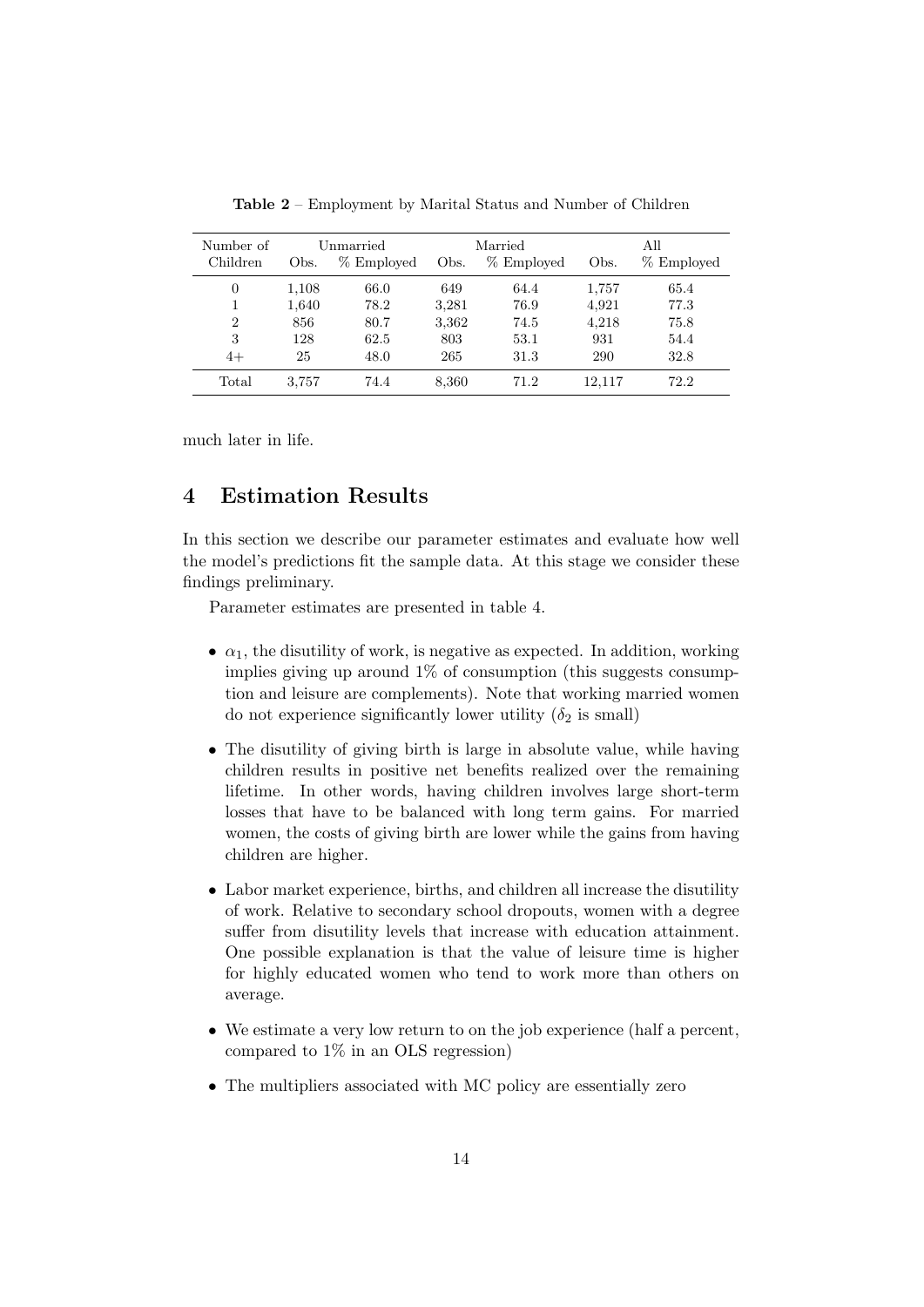**Table 2** – Employment by Marital Status and Number of Children

| Number of | Unmarried | | Married | | All | |
|---|---|---|---|---|---|---|
| Children | Obs. | % Employed | Obs. | % Employed | Obs. | % Employed |
| 0 | 1,108 | 66.0 | 649 | 64.4 | 1,757 | 65.4 |
| 1 | 1,640 | 78.2 | 3,281 | 76.9 | 4,921 | 77.3 |
| 2 | 856 | 80.7 | 3,362 | 74.5 | 4,218 | 75.8 |
| 3 | 128 | 62.5 | 803 | 53.1 | 931 | 54.4 |
| 4+ | 25 | 48.0 | 265 | 31.3 | 290 | 32.8 |
| Total | 3,757 | 74.4 | 8,360 | 71.2 | 12,117 | 72.2 |

much later in life.

## 4 Estimation Results

In this section we describe our parameter estimates and evaluate how well the model's predictions fit the sample data. At this stage we consider these findings preliminary.

Parameter estimates are presented in table 4.

- $\alpha_1$, the disutility of work, is negative as expected. In addition, working implies giving up around 1% of consumption (this suggests consumption and leisure are complements). Note that working married women do not experience significantly lower utility ($\delta_2$ is small)
- The disutility of giving birth is large in absolute value, while having children results in positive net benefits realized over the remaining lifetime. In other words, having children involves large short-term losses that have to be balanced with long term gains. For married women, the costs of giving birth are lower while the gains from having children are higher.
- Labor market experience, births, and children all increase the disutility of work. Relative to secondary school dropouts, women with a degree suffer from disutility levels that increase with education attainment. One possible explanation is that the value of leisure time is higher for highly educated women who tend to work more than others on average.
- We estimate a very low return to on the job experience (half a percent, compared to 1% in an OLS regression)
- The multipliers associated with MC policy are essentially zero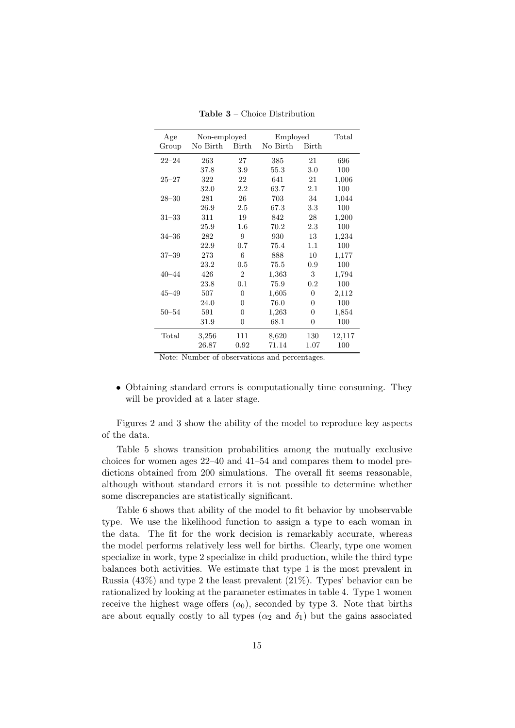**Table 3** – Choice Distribution

| Age Group | Non-employed | | Employed | | Total |
|---|---|---|---|---|---|
| | No Birth | Birth | No Birth | Birth | |
| 22–24 | 263 | 27 | 385 | 21 | 696 |
| | 37.8 | 3.9 | 55.3 | 3.0 | 100 |
| 25–27 | 322 | 22 | 641 | 21 | 1,006 |
| | 32.0 | 2.2 | 63.7 | 2.1 | 100 |
| 28–30 | 281 | 26 | 703 | 34 | 1,044 |
| | 26.9 | 2.5 | 67.3 | 3.3 | 100 |
| 31–33 | 311 | 19 | 842 | 28 | 1,200 |
| | 25.9 | 1.6 | 70.2 | 2.3 | 100 |
| 34–36 | 282 | 9 | 930 | 13 | 1,234 |
| | 22.9 | 0.7 | 75.4 | 1.1 | 100 |
| 37–39 | 273 | 6 | 888 | 10 | 1,177 |
| | 23.2 | 0.5 | 75.5 | 0.9 | 100 |
| 40–44 | 426 | 2 | 1,363 | 3 | 1,794 |
| | 23.8 | 0.1 | 75.9 | 0.2 | 100 |
| 45–49 | 507 | 0 | 1,605 | 0 | 2,112 |
| | 24.0 | 0 | 76.0 | 0 | 100 |
| 50–54 | 591 | 0 | 1,263 | 0 | 1,854 |
| | 31.9 | 0 | 68.1 | 0 | 100 |
| Total | 3,256 | 111 | 8,620 | 130 | 12,117 |
| | 26.87 | 0.92 | 71.14 | 1.07 | 100 |

Note: Number of observations and percentages.

- Obtaining standard errors is computationally time consuming. They will be provided at a later stage.

Figures 2 and 3 show the ability of the model to reproduce key aspects of the data.

Table 5 shows transition probabilities among the mutually exclusive choices for women ages 22–40 and 41–54 and compares them to model predictions obtained from 200 simulations. The overall fit seems reasonable, although without standard errors it is not possible to determine whether some discrepancies are statistically significant.

Table 6 shows that ability of the model to fit behavior by unobservable type. We use the likelihood function to assign a type to each woman in the data. The fit for the work decision is remarkably accurate, whereas the model performs relatively less well for births. Clearly, type one women specialize in work, type 2 specialize in child production, while the third type balances both activities. We estimate that type 1 is the most prevalent in Russia (43%) and type 2 the least prevalent (21%). Types' behavior can be rationalized by looking at the parameter estimates in table 4. Type 1 women receive the highest wage offers ($a_0$), seconded by type 3. Note that births are about equally costly to all types ($\alpha_2$ and $\delta_1$) but the gains associated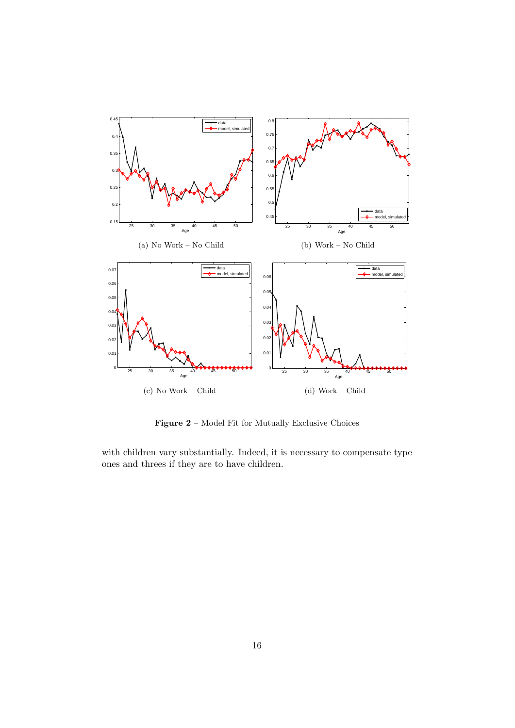(a) No Work – No Child

(b) Work – No Child

(c) No Work – Child

(d) Work – Child

**Figure 2** – Model Fit for Mutually Exclusive Choices

with children vary substantially. Indeed, it is necessary to compensate type ones and threes if they are to have children.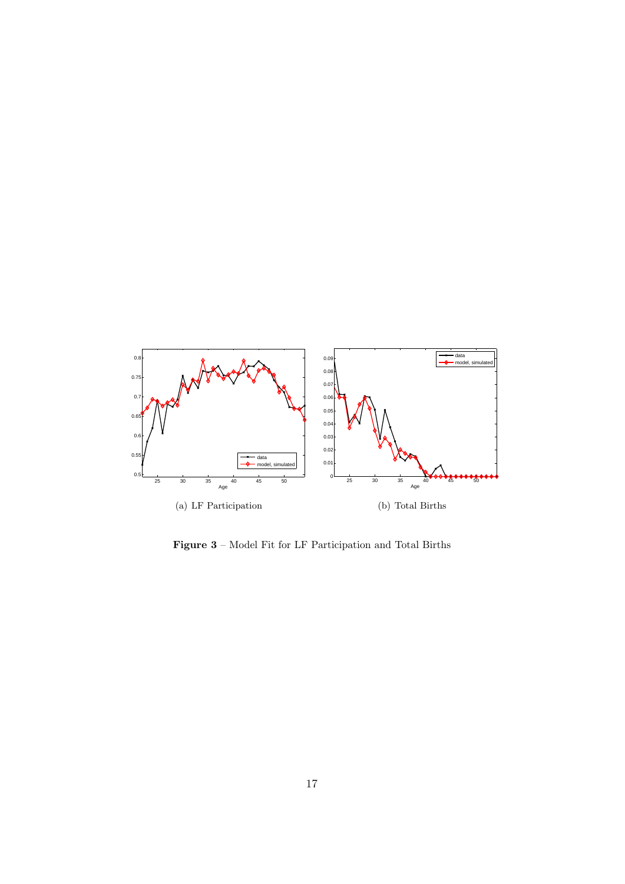(a) LF Participation

(b) Total Births

**Figure 3** – Model Fit for LF Participation and Total Births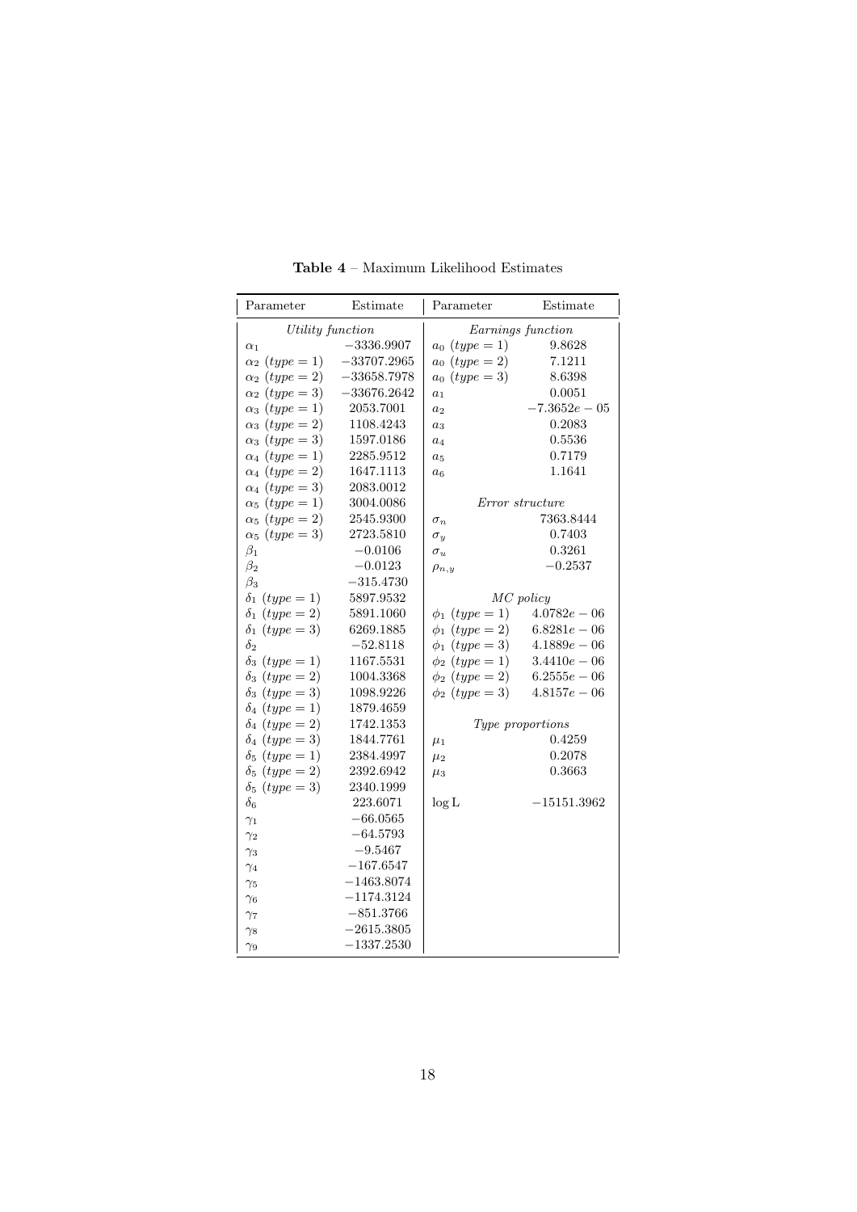**Table 4** – Maximum Likelihood Estimates

| Parameter | Estimate | Parameter | Estimate |
|---|---|---|---|
| *Utility function* | | *Earnings function* | |
| $\alpha_1$ | $-3336.9907$ | $a_0$ $(type = 1)$ | 9.8628 |
| $\alpha_2$ $(type = 1)$ | $-33707.2965$ | $a_0$ $(type = 2)$ | 7.1211 |
| $\alpha_2$ $(type = 2)$ | $-33658.7978$ | $a_0$ $(type = 3)$ | 8.6398 |
| $\alpha_2$ $(type = 3)$ | $-33676.2642$ | $a_1$ | 0.0051 |
| $\alpha_3$ $(type = 1)$ | 2053.7001 | $a_2$ | $-7.3652e-05$ |
| $\alpha_3$ $(type = 2)$ | 1108.4243 | $a_3$ | 0.2083 |
| $\alpha_3$ $(type = 3)$ | 1597.0186 | $a_4$ | 0.5536 |
| $\alpha_4$ $(type = 1)$ | 2285.9512 | $a_5$ | 0.7179 |
| $\alpha_4$ $(type = 2)$ | 1647.1113 | $a_6$ | 1.1641 |
| $\alpha_4$ $(type = 3)$ | 2083.0012 | | |
| $\alpha_5$ $(type = 1)$ | 3004.0086 | *Error structure* | |
| $\alpha_5$ $(type = 2)$ | 2545.9300 | $\sigma_n$ | 7363.8444 |
| $\alpha_5$ $(type = 3)$ | 2723.5810 | $\sigma_y$ | 0.7403 |
| $\beta_1$ | $-0.0106$ | $\sigma_u$ | 0.3261 |
| $\beta_2$ | $-0.0123$ | $\rho_{n,y}$ | $-0.2537$ |
| $\beta_3$ | $-315.4730$ | | |
| $\delta_1$ $(type = 1)$ | 5897.9532 | *MC policy* | |
| $\delta_1$ $(type = 2)$ | 5891.1060 | $\phi_1$ $(type = 1)$ | $4.0782e-06$ |
| $\delta_1$ $(type = 3)$ | 6269.1885 | $\phi_1$ $(type = 2)$ | $6.8281e-06$ |
| $\delta_2$ | $-52.8118$ | $\phi_1$ $(type = 3)$ | $4.1889e-06$ |
| $\delta_3$ $(type = 1)$ | 1167.5531 | $\phi_2$ $(type = 1)$ | $3.4410e-06$ |
| $\delta_3$ $(type = 2)$ | 1004.3368 | $\phi_2$ $(type = 2)$ | $6.2555e-06$ |
| $\delta_3$ $(type = 3)$ | 1098.9226 | $\phi_2$ $(type = 3)$ | $4.8157e-06$ |
| $\delta_4$ $(type = 1)$ | 1879.4659 | | |
| $\delta_4$ $(type = 2)$ | 1742.1353 | *Type proportions* | |
| $\delta_4$ $(type = 3)$ | 1844.7761 | $\mu_1$ | 0.4259 |
| $\delta_5$ $(type = 1)$ | 2384.4997 | $\mu_2$ | 0.2078 |
| $\delta_5$ $(type = 2)$ | 2392.6942 | $\mu_3$ | 0.3663 |
| $\delta_5$ $(type = 3)$ | 2340.1999 | | |
| $\delta_6$ | 223.6071 | $\log \mathrm{L}$ | $-15151.3962$ |
| $\gamma_1$ | $-66.0565$ | | |
| $\gamma_2$ | $-64.5793$ | | |
| $\gamma_3$ | $-9.5467$ | | |
| $\gamma_4$ | $-167.6547$ | | |
| $\gamma_5$ | $-1463.8074$ | | |
| $\gamma_6$ | $-1174.3124$ | | |
| $\gamma_7$ | $-851.3766$ | | |
| $\gamma_8$ | $-2615.3805$ | | |
| $\gamma_9$ | $-1337.2530$ | | |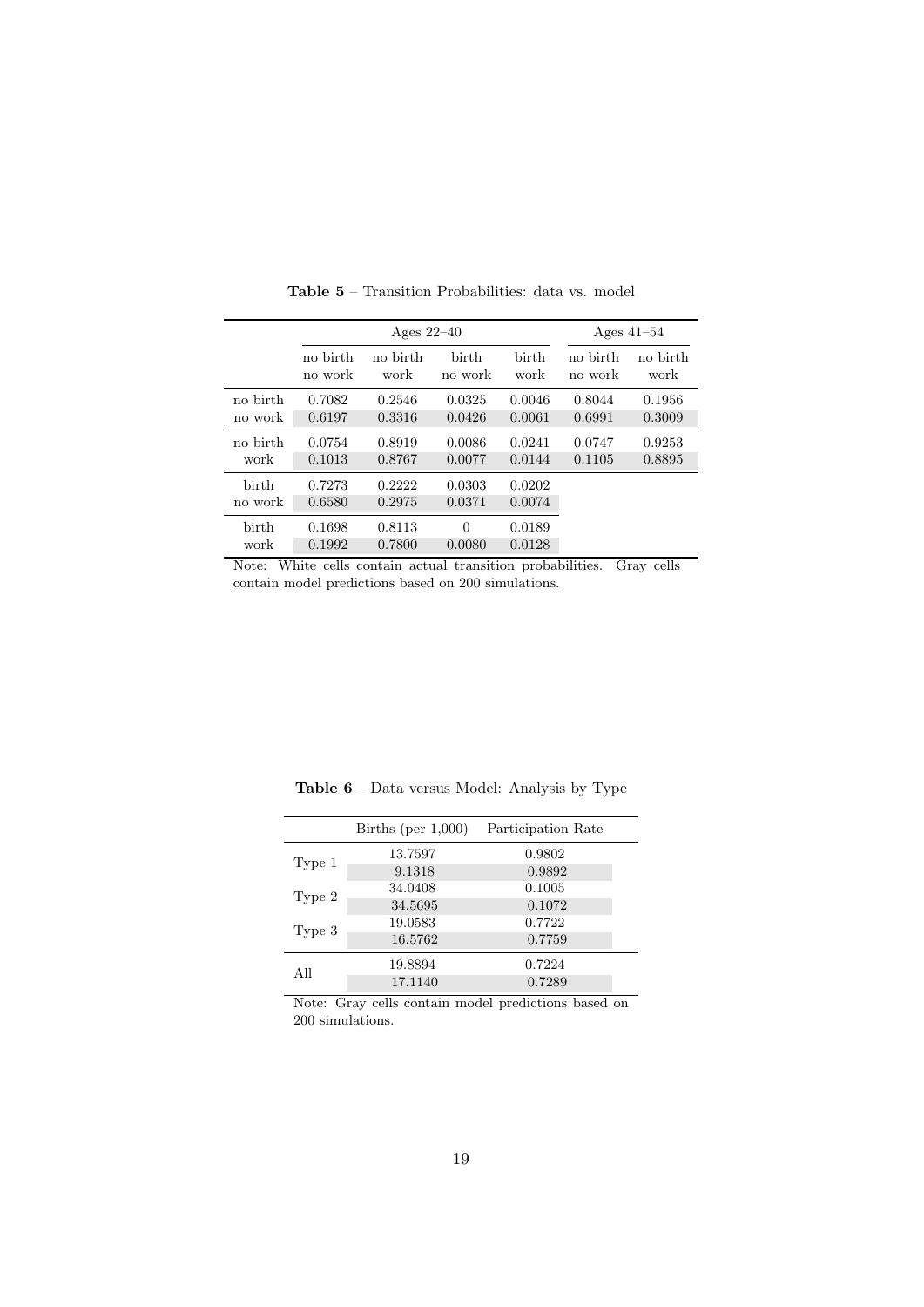**Table 5** – Transition Probabilities: data vs. model

| | Ages 22–40 | | | | Ages 41–54 | |
|---|---|---|---|---|---|---|
| | no birth no work | no birth work | birth no work | birth work | no birth no work | no birth work |
| no birth no work | 0.7082 | 0.2546 | 0.0325 | 0.0046 | 0.8044 | 0.1956 |
| | 0.6197 | 0.3316 | 0.0426 | 0.0061 | 0.6991 | 0.3009 |
| no birth work | 0.0754 | 0.8919 | 0.0086 | 0.0241 | 0.0747 | 0.9253 |
| | 0.1013 | 0.8767 | 0.0077 | 0.0144 | 0.1105 | 0.8895 |
| birth no work | 0.7273 | 0.2222 | 0.0303 | 0.0202 | | |
| | 0.6580 | 0.2975 | 0.0371 | 0.0074 | | |
| birth work | 0.1698 | 0.8113 | 0 | 0.0189 | | |
| | 0.1992 | 0.7800 | 0.0080 | 0.0128 | | |

Note: White cells contain actual transition probabilities. Gray cells contain model predictions based on 200 simulations.

**Table 6** – Data versus Model: Analysis by Type

| | Births (per 1,000) | Participation Rate |
|---|---|---|
| Type 1 | 13.7597 | 0.9802 |
| | 9.1318 | 0.9892 |
| Type 2 | 34.0408 | 0.1005 |
| | 34.5695 | 0.1072 |
| Type 3 | 19.0583 | 0.7722 |
| | 16.5762 | 0.7759 |
| All | 19.8894 | 0.7224 |
| | 17.1140 | 0.7289 |

Note: Gray cells contain model predictions based on 200 simulations.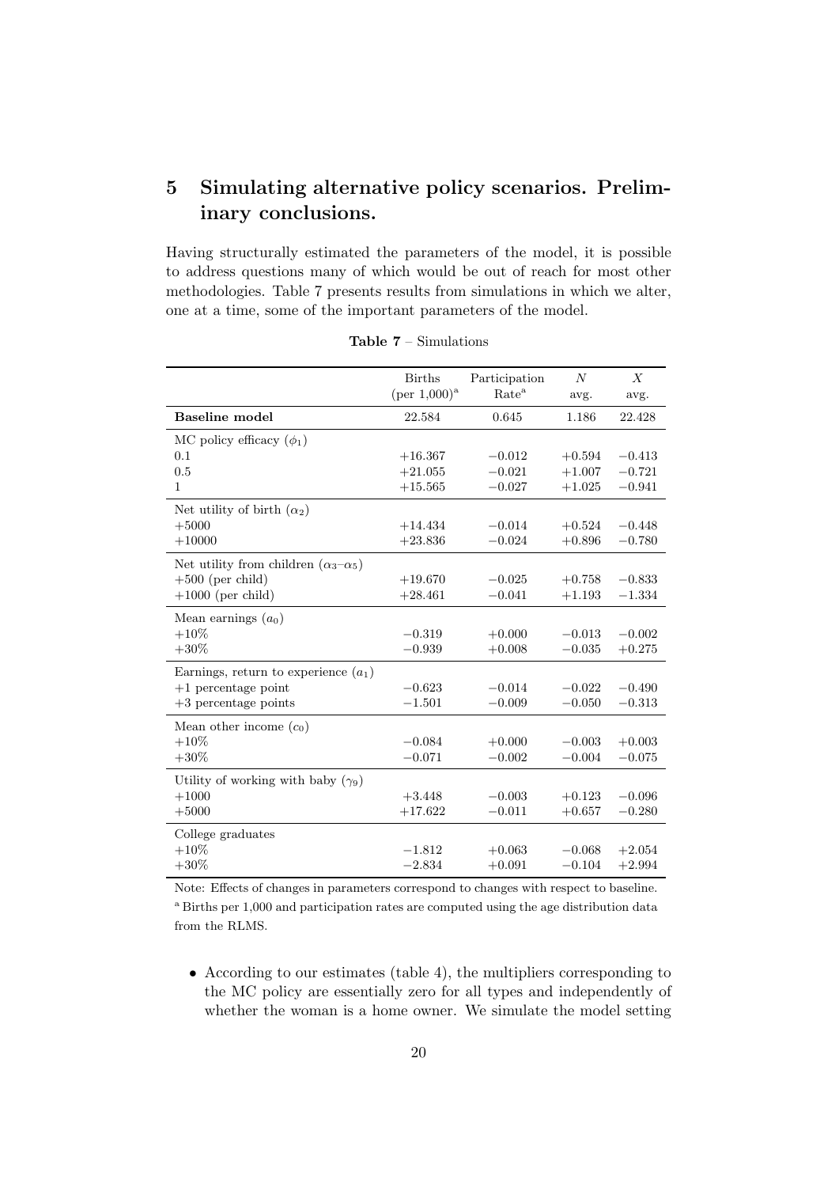# 5 Simulating alternative policy scenarios. Preliminary conclusions.

Having structurally estimated the parameters of the model, it is possible to address questions many of which would be out of reach for most other methodologies. Table 7 presents results from simulations in which we alter, one at a time, some of the important parameters of the model.

**Table 7** – Simulations

| | Births (per 1,000)[a] | Participation Rate[a] | $N$ avg. | $X$ avg. |
|---|---|---|---|---|
| **Baseline model** | 22.584 | 0.645 | 1.186 | 22.428 |
| MC policy efficacy ($\phi_1$) | | | | |
| 0.1 | +16.367 | −0.012 | +0.594 | −0.413 |
| 0.5 | +21.055 | −0.021 | +1.007 | −0.721 |
| 1 | +15.565 | −0.027 | +1.025 | −0.941 |
| Net utility of birth ($\alpha_2$) | | | | |
| +5000 | +14.434 | −0.014 | +0.524 | −0.448 |
| +10000 | +23.836 | −0.024 | +0.896 | −0.780 |
| Net utility from children ($\alpha_3$–$\alpha_5$) | | | | |
| +500 (per child) | +19.670 | −0.025 | +0.758 | −0.833 |
| +1000 (per child) | +28.461 | −0.041 | +1.193 | −1.334 |
| Mean earnings ($a_0$) | | | | |
| +10% | −0.319 | +0.000 | −0.013 | −0.002 |
| +30% | −0.939 | +0.008 | −0.035 | +0.275 |
| Earnings, return to experience ($a_1$) | | | | |
| +1 percentage point | −0.623 | −0.014 | −0.022 | −0.490 |
| +3 percentage points | −1.501 | −0.009 | −0.050 | −0.313 |
| Mean other income ($c_0$) | | | | |
| +10% | −0.084 | +0.000 | −0.003 | +0.003 |
| +30% | −0.071 | −0.002 | −0.004 | −0.075 |
| Utility of working with baby ($\gamma_9$) | | | | |
| +1000 | +3.448 | −0.003 | +0.123 | −0.096 |
| +5000 | +17.622 | −0.011 | +0.657 | −0.280 |
| College graduates | | | | |
| +10% | −1.812 | +0.063 | −0.068 | +2.054 |
| +30% | −2.834 | +0.091 | −0.104 | +2.994 |

Note: Effects of changes in parameters correspond to changes with respect to baseline.
[a] Births per 1,000 and participation rates are computed using the age distribution data from the RLMS.

- According to our estimates (table 4), the multipliers corresponding to the MC policy are essentially zero for all types and independently of whether the woman is a home owner. We simulate the model setting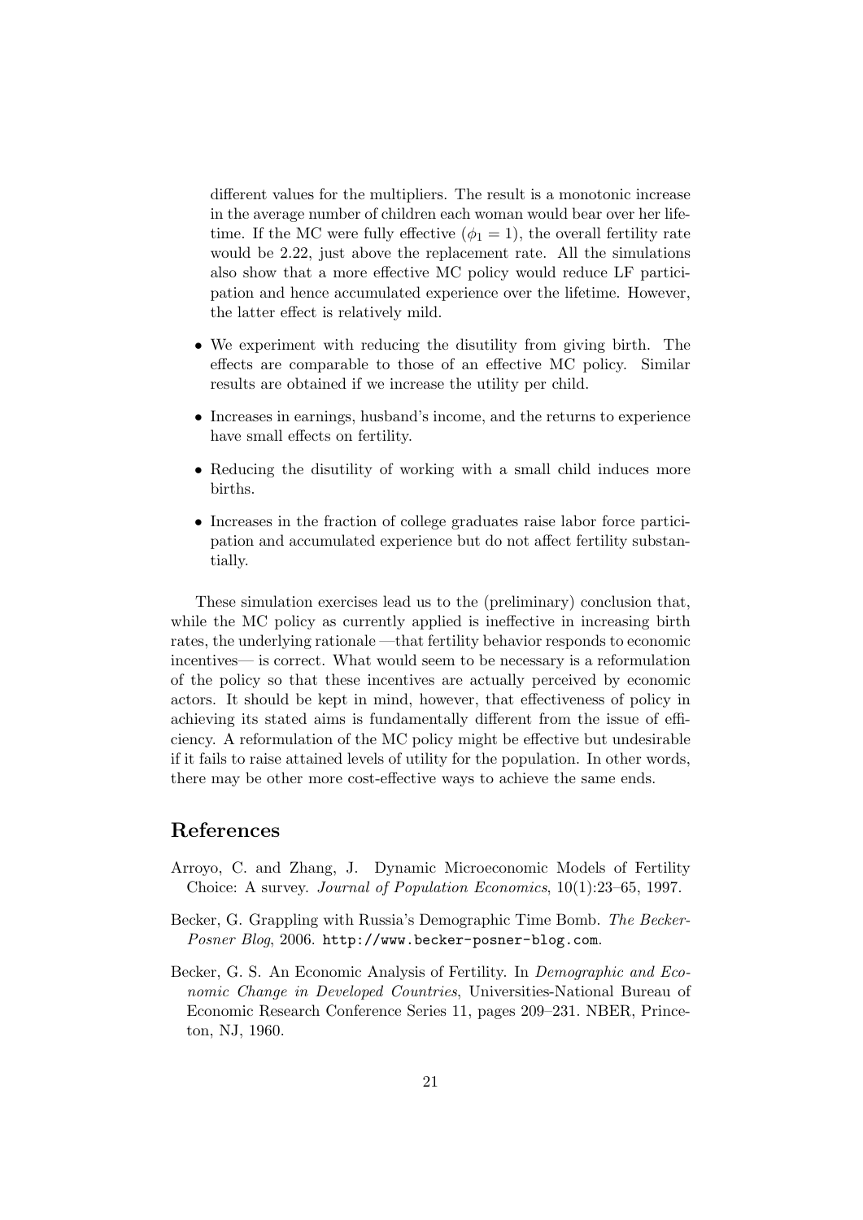different values for the multipliers. The result is a monotonic increase in the average number of children each woman would bear over her lifetime. If the MC were fully effective ($\phi_1 = 1$), the overall fertility rate would be 2.22, just above the replacement rate. All the simulations also show that a more effective MC policy would reduce LF participation and hence accumulated experience over the lifetime. However, the latter effect is relatively mild.

- We experiment with reducing the disutility from giving birth. The effects are comparable to those of an effective MC policy. Similar results are obtained if we increase the utility per child.
- Increases in earnings, husband's income, and the returns to experience have small effects on fertility.
- Reducing the disutility of working with a small child induces more births.
- Increases in the fraction of college graduates raise labor force participation and accumulated experience but do not affect fertility substantially.

These simulation exercises lead us to the (preliminary) conclusion that, while the MC policy as currently applied is ineffective in increasing birth rates, the underlying rationale —that fertility behavior responds to economic incentives— is correct. What would seem to be necessary is a reformulation of the policy so that these incentives are actually perceived by economic actors. It should be kept in mind, however, that effectiveness of policy in achieving its stated aims is fundamentally different from the issue of efficiency. A reformulation of the MC policy might be effective but undesirable if it fails to raise attained levels of utility for the population. In other words, there may be other more cost-effective ways to achieve the same ends.

## References

Arroyo, C. and Zhang, J. Dynamic Microeconomic Models of Fertility Choice: A survey. *Journal of Population Economics*, 10(1):23–65, 1997.

Becker, G. Grappling with Russia's Demographic Time Bomb. *The Becker-Posner Blog*, 2006. `http://www.becker-posner-blog.com`.

Becker, G. S. An Economic Analysis of Fertility. In *Demographic and Economic Change in Developed Countries*, Universities-National Bureau of Economic Research Conference Series 11, pages 209–231. NBER, Princeton, NJ, 1960.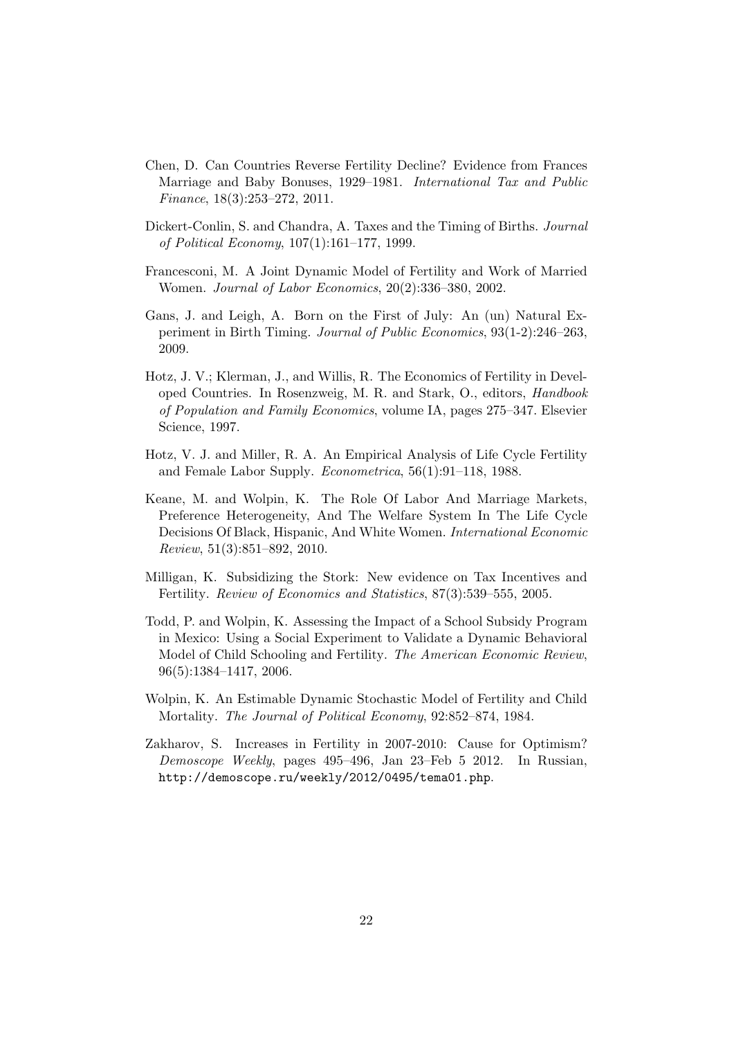Chen, D. Can Countries Reverse Fertility Decline? Evidence from Frances Marriage and Baby Bonuses, 1929–1981. *International Tax and Public Finance*, 18(3):253–272, 2011.

Dickert-Conlin, S. and Chandra, A. Taxes and the Timing of Births. *Journal of Political Economy*, 107(1):161–177, 1999.

Francesconi, M. A Joint Dynamic Model of Fertility and Work of Married Women. *Journal of Labor Economics*, 20(2):336–380, 2002.

Gans, J. and Leigh, A. Born on the First of July: An (un) Natural Experiment in Birth Timing. *Journal of Public Economics*, 93(1-2):246–263, 2009.

Hotz, J. V.; Klerman, J., and Willis, R. The Economics of Fertility in Developed Countries. In Rosenzweig, M. R. and Stark, O., editors, *Handbook of Population and Family Economics*, volume IA, pages 275–347. Elsevier Science, 1997.

Hotz, V. J. and Miller, R. A. An Empirical Analysis of Life Cycle Fertility and Female Labor Supply. *Econometrica*, 56(1):91–118, 1988.

Keane, M. and Wolpin, K. The Role Of Labor And Marriage Markets, Preference Heterogeneity, And The Welfare System In The Life Cycle Decisions Of Black, Hispanic, And White Women. *International Economic Review*, 51(3):851–892, 2010.

Milligan, K. Subsidizing the Stork: New evidence on Tax Incentives and Fertility. *Review of Economics and Statistics*, 87(3):539–555, 2005.

Todd, P. and Wolpin, K. Assessing the Impact of a School Subsidy Program in Mexico: Using a Social Experiment to Validate a Dynamic Behavioral Model of Child Schooling and Fertility. *The American Economic Review*, 96(5):1384–1417, 2006.

Wolpin, K. An Estimable Dynamic Stochastic Model of Fertility and Child Mortality. *The Journal of Political Economy*, 92:852–874, 1984.

Zakharov, S. Increases in Fertility in 2007-2010: Cause for Optimism? *Demoscope Weekly*, pages 495–496, Jan 23–Feb 5 2012. In Russian, http://demoscope.ru/weekly/2012/0495/tema01.php.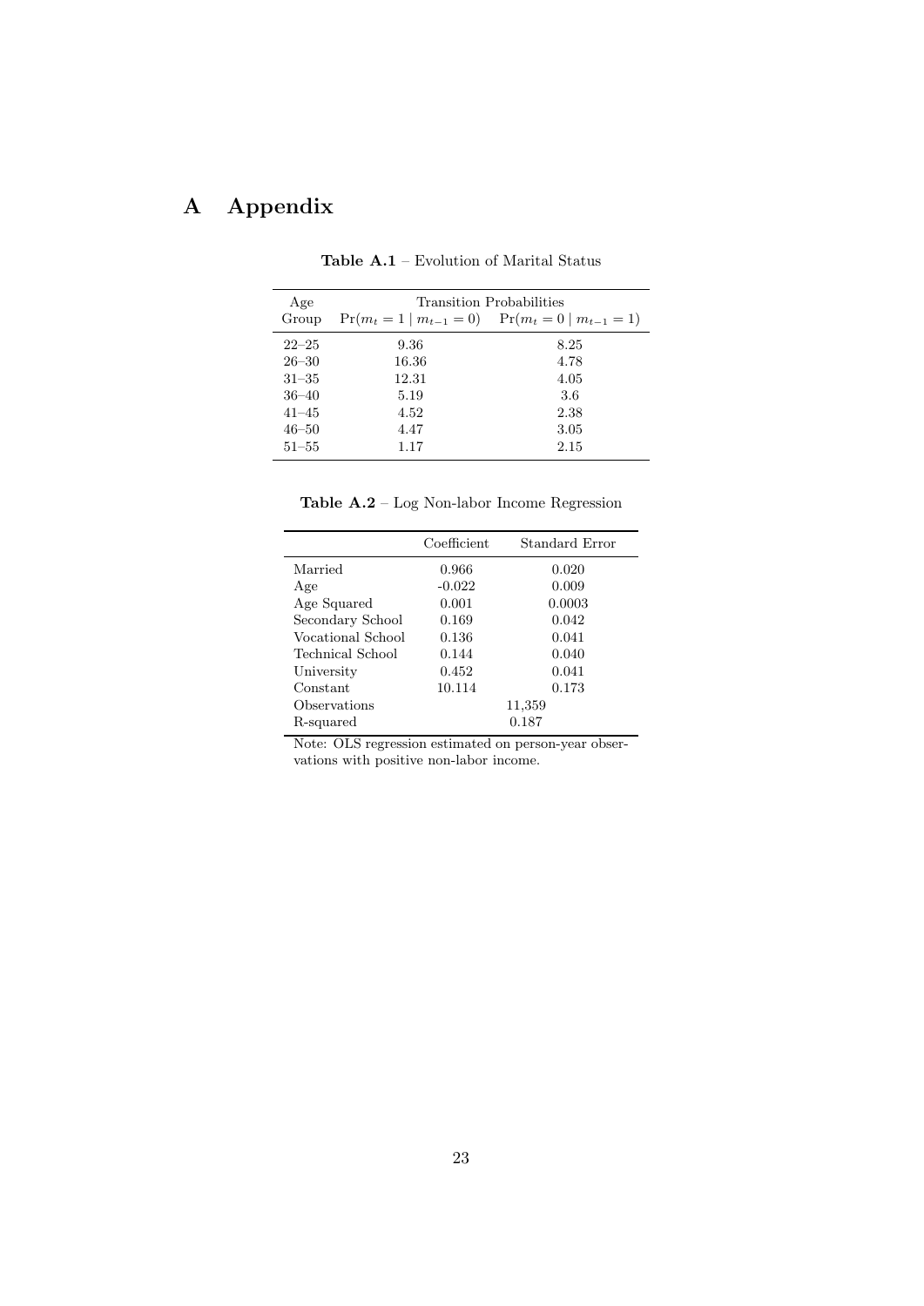# A Appendix

**Table A.1** – Evolution of Marital Status

| Age Group | Transition Probabilities | |
|---|---|---|
| | $\Pr(m_t = 1 \mid m_{t-1} = 0)$ | $\Pr(m_t = 0 \mid m_{t-1} = 1)$ |
| 22–25 | 9.36 | 8.25 |
| 26–30 | 16.36 | 4.78 |
| 31–35 | 12.31 | 4.05 |
| 36–40 | 5.19 | 3.6 |
| 41–45 | 4.52 | 2.38 |
| 46–50 | 4.47 | 3.05 |
| 51–55 | 1.17 | 2.15 |

**Table A.2** – Log Non-labor Income Regression

| | Coefficient | Standard Error |
|---|---|---|
| Married | 0.966 | 0.020 |
| Age | -0.022 | 0.009 |
| Age Squared | 0.001 | 0.0003 |
| Secondary School | 0.169 | 0.042 |
| Vocational School | 0.136 | 0.041 |
| Technical School | 0.144 | 0.040 |
| University | 0.452 | 0.041 |
| Constant | 10.114 | 0.173 |
| Observations | 11,359 | |
| R-squared | 0.187 | |

Note: OLS regression estimated on person-year observations with positive non-labor income.